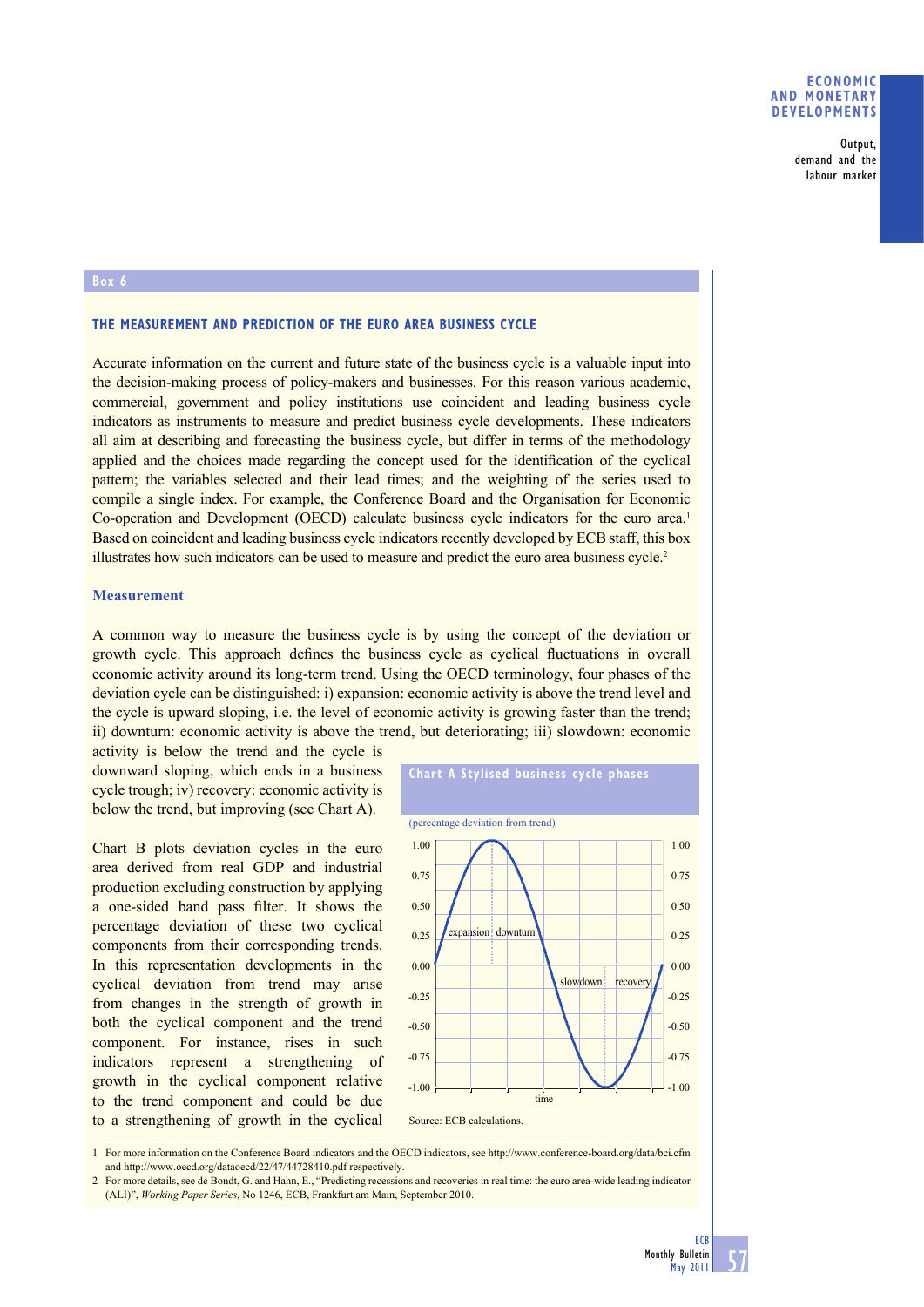## Box 6

### THE MEASUREMENT AND PREDICTION OF THE EURO AREA BUSINESS CYCLE

Accurate information on the current and future state of the business cycle is a valuable input into the decision-making process of policy-makers and businesses. For this reason various academic, commercial, government and policy institutions use coincident and leading business cycle indicators as instruments to measure and predict business cycle developments. These indicators all aim at describing and forecasting the business cycle, but differ in terms of the methodology applied and the choices made regarding the concept used for the identification of the cyclical pattern; the variables selected and their lead times; and the weighting of the series used to compile a single index. For example, the Conference Board and the Organisation for Economic Co-operation and Development (OECD) calculate business cycle indicators for the euro area.[1] Based on coincident and leading business cycle indicators recently developed by ECB staff, this box illustrates how such indicators can be used to measure and predict the euro area business cycle.[2]

#### Measurement

A common way to measure the business cycle is by using the concept of the deviation or growth cycle. This approach defines the business cycle as cyclical fluctuations in overall economic activity around its long-term trend. Using the OECD terminology, four phases of the deviation cycle can be distinguished: i) expansion: economic activity is above the trend level and the cycle is upward sloping, i.e. the level of economic activity is growing faster than the trend; ii) downturn: economic activity is above the trend, but deteriorating; iii) slowdown: economic activity is below the trend and the cycle is downward sloping, which ends in a business cycle trough; iv) recovery: economic activity is below the trend, but improving (see Chart A).

**Chart A Stylised business cycle phases**

(percentage deviation from trend)

Source: ECB calculations.

Chart B plots deviation cycles in the euro area derived from real GDP and industrial production excluding construction by applying a one-sided band pass filter. It shows the percentage deviation of these two cyclical components from their corresponding trends. In this representation developments in the cyclical deviation from trend may arise from changes in the strength of growth in both the cyclical component and the trend component. For instance, rises in such indicators represent a strengthening of growth in the cyclical component relative to the trend component and could be due to a strengthening of growth in the cyclical

1 For more information on the Conference Board indicators and the OECD indicators, see http://www.conference-board.org/data/bci.cfm and http://www.oecd.org/dataoecd/22/47/44728410.pdf respectively.

2 For more details, see de Bondt, G. and Hahn, E., "Predicting recessions and recoveries in real time: the euro area-wide leading indicator (ALI)", *Working Paper Series*, No 1246, ECB, Frankfurt am Main, September 2010.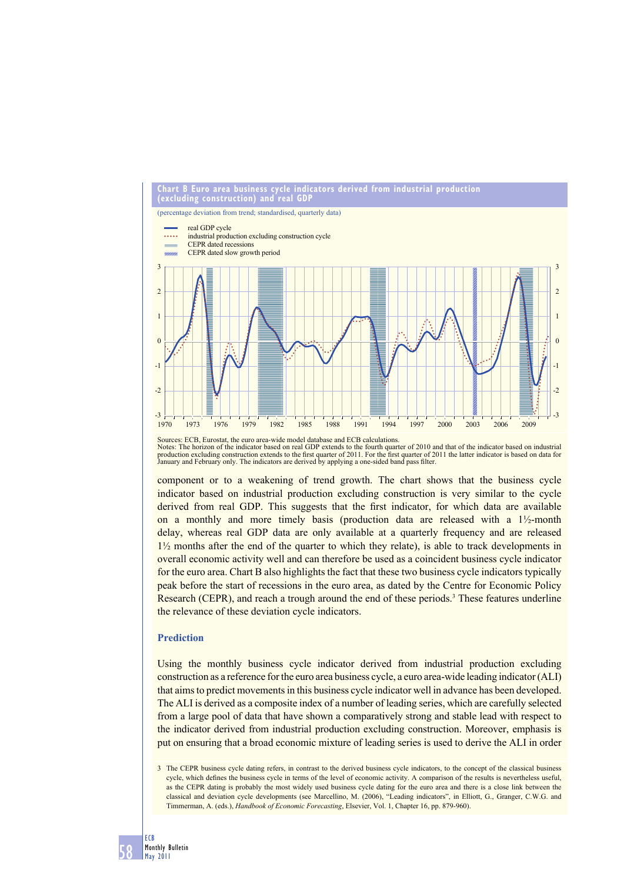**Chart B Euro area business cycle indicators derived from industrial production (excluding construction) and real GDP**

(percentage deviation from trend; standardised, quarterly data)

- real GDP cycle
- industrial production excluding construction cycle
- CEPR dated recessions
- CEPR dated slow growth period

Sources: ECB, Eurostat, the euro area-wide model database and ECB calculations.
Notes: The horizon of the indicator based on real GDP extends to the fourth quarter of 2010 and that of the indicator based on industrial production excluding construction extends to the first quarter of 2011. For the first quarter of 2011 the latter indicator is based on data for January and February only. The indicators are derived by applying a one-sided band pass filter.

component or to a weakening of trend growth. The chart shows that the business cycle indicator based on industrial production excluding construction is very similar to the cycle derived from real GDP. This suggests that the first indicator, for which data are available on a monthly and more timely basis (production data are released with a 1½-month delay, whereas real GDP data are only available at a quarterly frequency and are released 1½ months after the end of the quarter to which they relate), is able to track developments in overall economic activity well and can therefore be used as a coincident business cycle indicator for the euro area. Chart B also highlights the fact that these two business cycle indicators typically peak before the start of recessions in the euro area, as dated by the Centre for Economic Policy Research (CEPR), and reach a trough around the end of these periods.[3] These features underline the relevance of these deviation cycle indicators.

## Prediction

Using the monthly business cycle indicator derived from industrial production excluding construction as a reference for the euro area business cycle, a euro area-wide leading indicator (ALI) that aims to predict movements in this business cycle indicator well in advance has been developed. The ALI is derived as a composite index of a number of leading series, which are carefully selected from a large pool of data that have shown a comparatively strong and stable lead with respect to the indicator derived from industrial production excluding construction. Moreover, emphasis is put on ensuring that a broad economic mixture of leading series is used to derive the ALI in order

3 The CEPR business cycle dating refers, in contrast to the derived business cycle indicators, to the concept of the classical business cycle, which defines the business cycle in terms of the level of economic activity. A comparison of the results is nevertheless useful, as the CEPR dating is probably the most widely used business cycle dating for the euro area and there is a close link between the classical and deviation cycle developments (see Marcellino, M. (2006), "Leading indicators", in Elliott, G., Granger, C.W.G. and Timmerman, A. (eds.), *Handbook of Economic Forecasting*, Elsevier, Vol. 1, Chapter 16, pp. 879-960).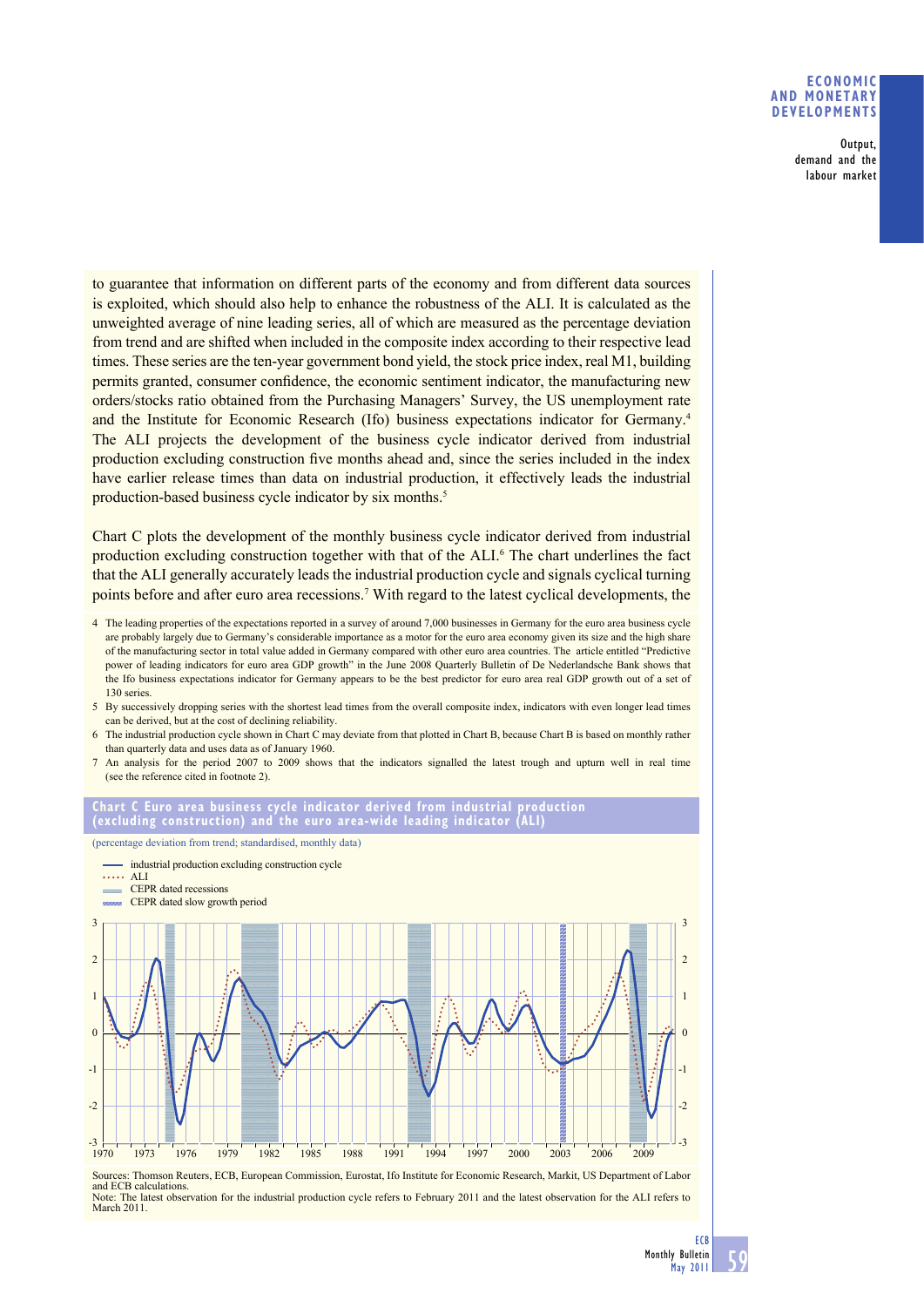to guarantee that information on different parts of the economy and from different data sources is exploited, which should also help to enhance the robustness of the ALI. It is calculated as the unweighted average of nine leading series, all of which are measured as the percentage deviation from trend and are shifted when included in the composite index according to their respective lead times. These series are the ten-year government bond yield, the stock price index, real M1, building permits granted, consumer confidence, the economic sentiment indicator, the manufacturing new orders/stocks ratio obtained from the Purchasing Managers' Survey, the US unemployment rate and the Institute for Economic Research (Ifo) business expectations indicator for Germany.[4] The ALI projects the development of the business cycle indicator derived from industrial production excluding construction five months ahead and, since the series included in the index have earlier release times than data on industrial production, it effectively leads the industrial production-based business cycle indicator by six months.[5]

Chart C plots the development of the monthly business cycle indicator derived from industrial production excluding construction together with that of the ALI.[6] The chart underlines the fact that the ALI generally accurately leads the industrial production cycle and signals cyclical turning points before and after euro area recessions.[7] With regard to the latest cyclical developments, the

4 The leading properties of the expectations reported in a survey of around 7,000 businesses in Germany for the euro area business cycle are probably largely due to Germany's considerable importance as a motor for the euro area economy given its size and the high share of the manufacturing sector in total value added in Germany compared with other euro area countries. The article entitled "Predictive power of leading indicators for euro area GDP growth" in the June 2008 Quarterly Bulletin of De Nederlandsche Bank shows that the Ifo business expectations indicator for Germany appears to be the best predictor for euro area real GDP growth out of a set of 130 series.

5 By successively dropping series with the shortest lead times from the overall composite index, indicators with even longer lead times can be derived, but at the cost of declining reliability.

6 The industrial production cycle shown in Chart C may deviate from that plotted in Chart B, because Chart B is based on monthly rather than quarterly data and uses data as of January 1960.

7 An analysis for the period 2007 to 2009 shows that the indicators signalled the latest trough and upturn well in real time (see the reference cited in footnote 2).

**Chart C Euro area business cycle indicator derived from industrial production (excluding construction) and the euro area-wide leading indicator (ALI)**

(percentage deviation from trend; standardised, monthly data)

Sources: Thomson Reuters, ECB, European Commission, Eurostat, Ifo Institute for Economic Research, Markit, US Department of Labor and ECB calculations.
Note: The latest observation for the industrial production cycle refers to February 2011 and the latest observation for the ALI refers to March 2011.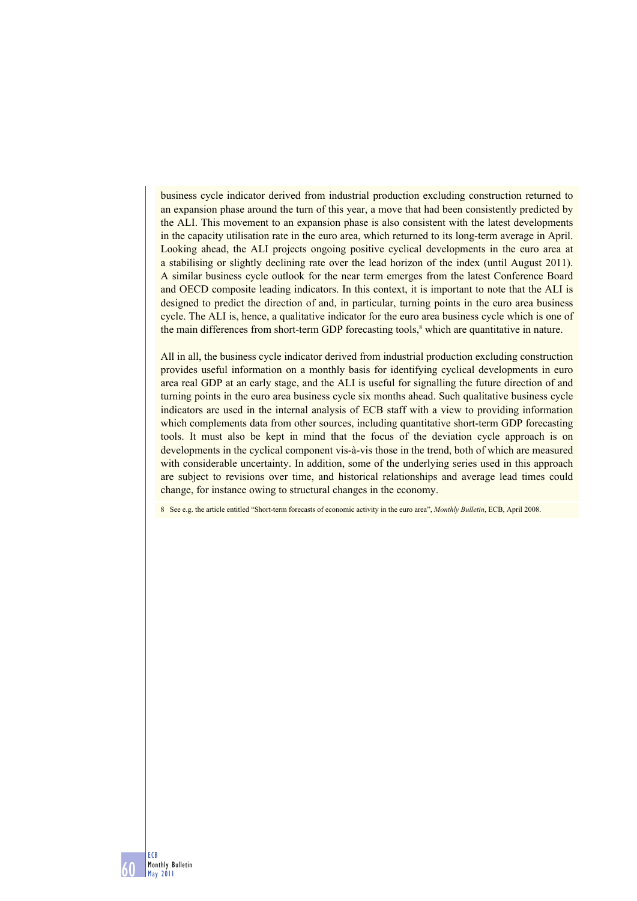business cycle indicator derived from industrial production excluding construction returned to an expansion phase around the turn of this year, a move that had been consistently predicted by the ALI. This movement to an expansion phase is also consistent with the latest developments in the capacity utilisation rate in the euro area, which returned to its long-term average in April. Looking ahead, the ALI projects ongoing positive cyclical developments in the euro area at a stabilising or slightly declining rate over the lead horizon of the index (until August 2011). A similar business cycle outlook for the near term emerges from the latest Conference Board and OECD composite leading indicators. In this context, it is important to note that the ALI is designed to predict the direction of and, in particular, turning points in the euro area business cycle. The ALI is, hence, a qualitative indicator for the euro area business cycle which is one of the main differences from short-term GDP forecasting tools,[8] which are quantitative in nature.

All in all, the business cycle indicator derived from industrial production excluding construction provides useful information on a monthly basis for identifying cyclical developments in euro area real GDP at an early stage, and the ALI is useful for signalling the future direction of and turning points in the euro area business cycle six months ahead. Such qualitative business cycle indicators are used in the internal analysis of ECB staff with a view to providing information which complements data from other sources, including quantitative short-term GDP forecasting tools. It must also be kept in mind that the focus of the deviation cycle approach is on developments in the cyclical component vis-à-vis those in the trend, both of which are measured with considerable uncertainty. In addition, some of the underlying series used in this approach are subject to revisions over time, and historical relationships and average lead times could change, for instance owing to structural changes in the economy.

8 See e.g. the article entitled "Short-term forecasts of economic activity in the euro area", *Monthly Bulletin*, ECB, April 2008.